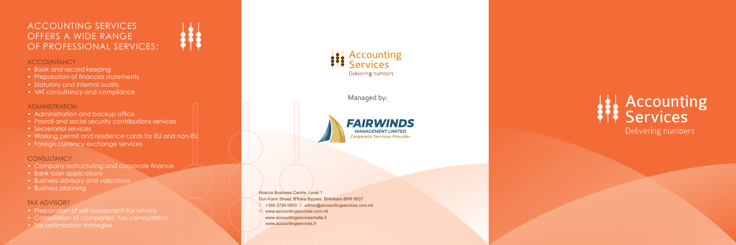# ACCOUNTING SERVICES OFFERS A WIDE RANGE OF PROFESSIONAL SERVICES:

## ACCOUNTANCY

- Book and record keeping
- Preparation of financial statements
- Statutory and internal audits
- VAT consultancy and compliance

## ADMINISTRATION

- Administration and backup office
- Payroll and social security contributions services
- Secretarial services
- Working permit and residence cards for EU and non-EU
- Foreign currency exchange services

## CONSULTANCY

- Company restructuring and corporate finance
- Bank loan applications
- Business advisory and valuations
- Business planning

## TAX ADVISORY

- Preparation of self-assessment tax returns
- Compilation of companies' tax computation
- Tax optimisation strategies

Accounting Services
Delivering numbers

Managed by:

FAIRWINDS
MANAGEMENT LIMITED
Corporate Services Provider

Abacus Business Centre, Level 1
Dun Karm Street, B'Kara Bypass, Birkirkara BKR 9037
T. +356 2704 0903 E. admin@accountingservices.com.mt
W. www.accountingservices.com.mt
www.accountingservicesmalta.it
www.accountingservices.fr

# Accounting Services

Delivering numbers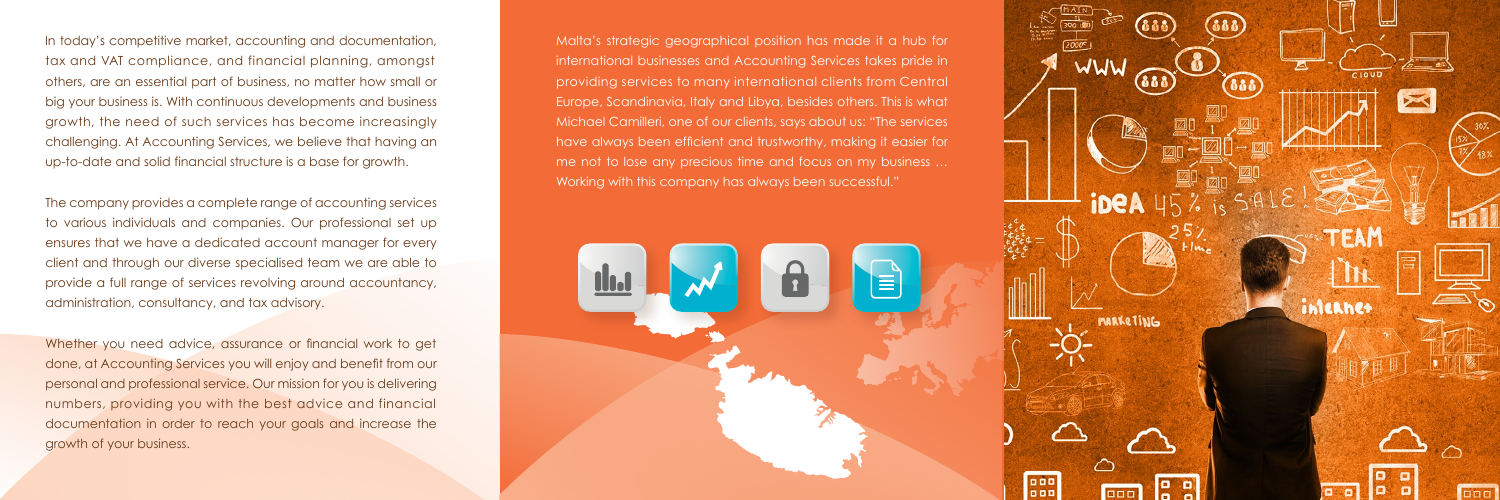In today's competitive market, accounting and documentation, tax and VAT compliance, and financial planning, amongst others, are an essential part of business, no matter how small or big your business is. With continuous developments and business growth, the need of such services has become increasingly challenging. At Accounting Services, we believe that having an up-to-date and solid financial structure is a base for growth.

The company provides a complete range of accounting services to various individuals and companies. Our professional set up ensures that we have a dedicated account manager for every client and through our diverse specialised team we are able to provide a full range of services revolving around accountancy, administration, consultancy, and tax advisory.

Whether you need advice, assurance or financial work to get done, at Accounting Services you will enjoy and benefit from our personal and professional service. Our mission for you is delivering numbers, providing you with the best advice and financial documentation in order to reach your goals and increase the growth of your business.

Malta's strategic geographical position has made it a hub for international businesses and Accounting Services takes pride in providing services to many international clients from Central Europe, Scandinavia, Italy and Libya, besides others. This is what Michael Camilleri, one of our clients, says about us: "The services have always been efficient and trustworthy, making it easier for me not to lose any precious time and focus on my business … Working with this company has always been successful."